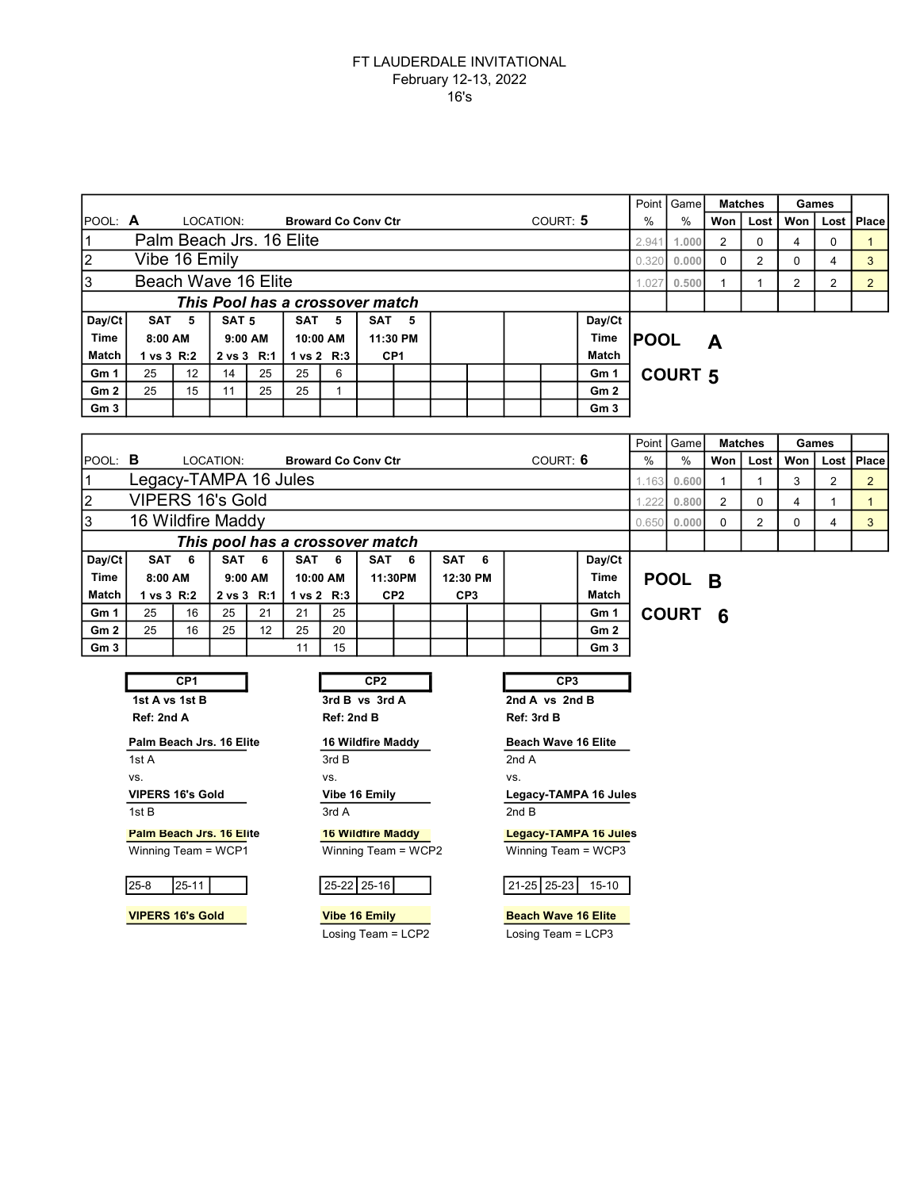# FT LAUDERDALE INVITATIONAL

February 12-13, 2022

16's

| POOL: **A** | LOCATION: **Broward Co Conv Ctr** | COURT: **5** | Point % | Game % | Matches Won | Matches Lost | Games Won | Games Lost | Place |
|---|---|---|---|---|---|---|---|---|---|
| 1 | Palm Beach Jrs. 16 Elite | | 2.941 | 1.000 | 2 | 0 | 4 | 0 | 1 |
| 2 | Vibe 16 Emily | | 0.320 | 0.000 | 0 | 2 | 0 | 4 | 3 |
| 3 | Beach Wave 16 Elite | | 1.027 | 0.500 | 1 | 1 | 2 | 2 | 2 |

***This Pool has a crossover match***

| Day/Ct | SAT 5 | | SAT 5 | | SAT 5 | | SAT 5 | | | | | | Day/Ct |
|---|---|---|---|---|---|---|---|---|---|---|---|---|---|
| Time | 8:00 AM | | 9:00 AM | | 10:00 AM | | 11:30 PM | | | | | | Time |
| Match | 1 vs 3 R:2 | | 2 vs 3 R:1 | | 1 vs 2 R:3 | | CP1 | | | | | | Match |
| Gm 1 | 25 | 12 | 14 | 25 | 25 | 6 | | | | | | | Gm 1 |
| Gm 2 | 25 | 15 | 11 | 25 | 25 | 1 | | | | | | | Gm 2 |
| Gm 3 | | | | | | | | | | | | | Gm 3 |

**POOL A**

**COURT 5**

| POOL: **B** | LOCATION: **Broward Co Conv Ctr** | COURT: **6** | Point % | Game % | Matches Won | Matches Lost | Games Won | Games Lost | Place |
|---|---|---|---|---|---|---|---|---|---|
| 1 | Legacy-TAMPA 16 Jules | | 1.163 | 0.600 | 1 | 1 | 3 | 2 | 2 |
| 2 | VIPERS 16's Gold | | 1.222 | 0.800 | 2 | 0 | 4 | 1 | 1 |
| 3 | 16 Wildfire Maddy | | 0.650 | 0.000 | 0 | 2 | 0 | 4 | 3 |

***This pool has a crossover match***

| Day/Ct | SAT 6 | | SAT 6 | | SAT 6 | | SAT 6 | | SAT 6 | | | | Day/Ct |
|---|---|---|---|---|---|---|---|---|---|---|---|---|---|
| Time | 8:00 AM | | 9:00 AM | | 10:00 AM | | 11:30PM | | 12:30 PM | | | | Time |
| Match | 1 vs 3 R:2 | | 2 vs 3 R:1 | | 1 vs 2 R:3 | | CP2 | | CP3 | | | | Match |
| Gm 1 | 25 | 16 | 25 | 21 | 21 | 25 | | | | | | | Gm 1 |
| Gm 2 | 25 | 16 | 25 | 12 | 25 | 20 | | | | | | | Gm 2 |
| Gm 3 | | | | | 11 | 15 | | | | | | | Gm 3 |

**POOL B**

**COURT 6**

| CP1 | CP2 | CP3 |
|---|---|---|
| **1st A vs 1st B** | **3rd B vs 3rd A** | **2nd A vs 2nd B** |
| **Ref: 2nd A** | **Ref: 2nd B** | **Ref: 3rd B** |
| **Palm Beach Jrs. 16 Elite** | **16 Wildfire Maddy** | **Beach Wave 16 Elite** |
| 1st A | 3rd B | 2nd A |
| vs. | vs. | vs. |
| **VIPERS 16's Gold** | **Vibe 16 Emily** | **Legacy-TAMPA 16 Jules** |
| 1st B | 3rd A | 2nd B |
| **Palm Beach Jrs. 16 Elite** | **16 Wildfire Maddy** | **Legacy-TAMPA 16 Jules** |
| Winning Team = WCP1 | Winning Team = WCP2 | Winning Team = WCP3 |
| 25-8 / 25-11 | 25-22 / 25-16 | 21-25 / 25-23 / 15-10 |
| **VIPERS 16's Gold** | **Vibe 16 Emily** | **Beach Wave 16 Elite** |
| | Losing Team = LCP2 | Losing Team = LCP3 |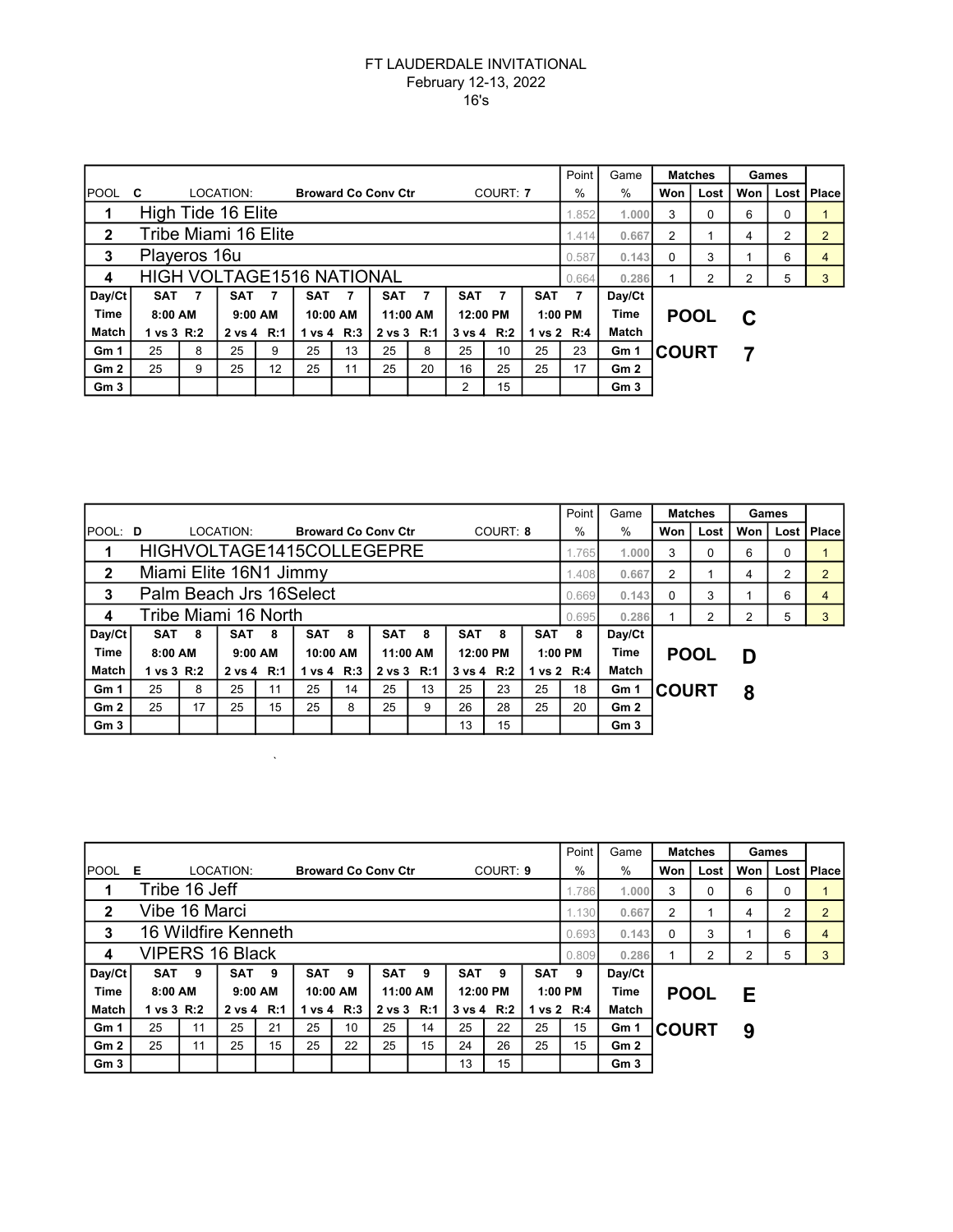FT LAUDERDALE INVITATIONAL
February 12-13, 2022
16's

| POOL C | LOCATION: Broward Co Conv Ctr | COURT: 7 | Point % | Game % | Matches Won | Matches Lost | Games Won | Games Lost | Place |
|---|---|---|---|---|---|---|---|---|---|
| 1 | High Tide 16 Elite | | 1.852 | 1.000 | 3 | 0 | 6 | 0 | 1 |
| 2 | Tribe Miami 16 Elite | | 1.414 | 0.667 | 2 | 1 | 4 | 2 | 2 |
| 3 | Playeros 16u | | 0.587 | 0.143 | 0 | 3 | 1 | 6 | 4 |
| 4 | HIGH VOLTAGE1516 NATIONAL | | 0.664 | 0.286 | 1 | 2 | 2 | 5 | 3 |

| Day/Ct | SAT 7 | | SAT 7 | | SAT 7 | | SAT 7 | | SAT 7 | | SAT 7 | | Day/Ct |
|---|---|---|---|---|---|---|---|---|---|---|---|---|---|
| Time | 8:00 AM | | 9:00 AM | | 10:00 AM | | 11:00 AM | | 12:00 PM | | 1:00 PM | | Time |
| Match | 1 vs 3 R:2 | | 2 vs 4 R:1 | | 1 vs 4 R:3 | | 2 vs 3 R:1 | | 3 vs 4 R:2 | | 1 vs 2 R:4 | | Match |
| Gm 1 | 25 | 8 | 25 | 9 | 25 | 13 | 25 | 8 | 25 | 10 | 25 | 23 | Gm 1 |
| Gm 2 | 25 | 9 | 25 | 12 | 25 | 11 | 25 | 20 | 16 | 25 | 25 | 17 | Gm 2 |
| Gm 3 | | | | | | | | | 2 | 15 | | | Gm 3 |

POOL C
COURT 7

| POOL: D | LOCATION: Broward Co Conv Ctr | COURT: 8 | Point % | Game % | Matches Won | Matches Lost | Games Won | Games Lost | Place |
|---|---|---|---|---|---|---|---|---|---|
| 1 | HIGHVOLTAGE1415COLLEGEPRE | | 1.765 | 1.000 | 3 | 0 | 6 | 0 | 1 |
| 2 | Miami Elite 16N1 Jimmy | | 1.408 | 0.667 | 2 | 1 | 4 | 2 | 2 |
| 3 | Palm Beach Jrs 16Select | | 0.669 | 0.143 | 0 | 3 | 1 | 6 | 4 |
| 4 | Tribe Miami 16 North | | 0.695 | 0.286 | 1 | 2 | 2 | 5 | 3 |

| Day/Ct | SAT 8 | | SAT 8 | | SAT 8 | | SAT 8 | | SAT 8 | | SAT 8 | | Day/Ct |
|---|---|---|---|---|---|---|---|---|---|---|---|---|---|
| Time | 8:00 AM | | 9:00 AM | | 10:00 AM | | 11:00 AM | | 12:00 PM | | 1:00 PM | | Time |
| Match | 1 vs 3 R:2 | | 2 vs 4 R:1 | | 1 vs 4 R:3 | | 2 vs 3 R:1 | | 3 vs 4 R:2 | | 1 vs 2 R:4 | | Match |
| Gm 1 | 25 | 8 | 25 | 11 | 25 | 14 | 25 | 13 | 25 | 23 | 25 | 18 | Gm 1 |
| Gm 2 | 25 | 17 | 25 | 15 | 25 | 8 | 25 | 9 | 26 | 28 | 25 | 20 | Gm 2 |
| Gm 3 | | | | | | | | | 13 | 15 | | | Gm 3 |

POOL D
COURT 8

| POOL E | LOCATION: Broward Co Conv Ctr | COURT: 9 | Point % | Game % | Matches Won | Matches Lost | Games Won | Games Lost | Place |
|---|---|---|---|---|---|---|---|---|---|
| 1 | Tribe 16 Jeff | | 1.786 | 1.000 | 3 | 0 | 6 | 0 | 1 |
| 2 | Vibe 16 Marci | | 1.130 | 0.667 | 2 | 1 | 4 | 2 | 2 |
| 3 | 16 Wildfire Kenneth | | 0.693 | 0.143 | 0 | 3 | 1 | 6 | 4 |
| 4 | VIPERS 16 Black | | 0.809 | 0.286 | 1 | 2 | 2 | 5 | 3 |

| Day/Ct | SAT 9 | | SAT 9 | | SAT 9 | | SAT 9 | | SAT 9 | | SAT 9 | | Day/Ct |
|---|---|---|---|---|---|---|---|---|---|---|---|---|---|
| Time | 8:00 AM | | 9:00 AM | | 10:00 AM | | 11:00 AM | | 12:00 PM | | 1:00 PM | | Time |
| Match | 1 vs 3 R:2 | | 2 vs 4 R:1 | | 1 vs 4 R:3 | | 2 vs 3 R:1 | | 3 vs 4 R:2 | | 1 vs 2 R:4 | | Match |
| Gm 1 | 25 | 11 | 25 | 21 | 25 | 10 | 25 | 14 | 25 | 22 | 25 | 15 | Gm 1 |
| Gm 2 | 25 | 11 | 25 | 15 | 25 | 22 | 25 | 15 | 24 | 26 | 25 | 15 | Gm 2 |
| Gm 3 | | | | | | | | | 13 | 15 | | | Gm 3 |

POOL E
COURT 9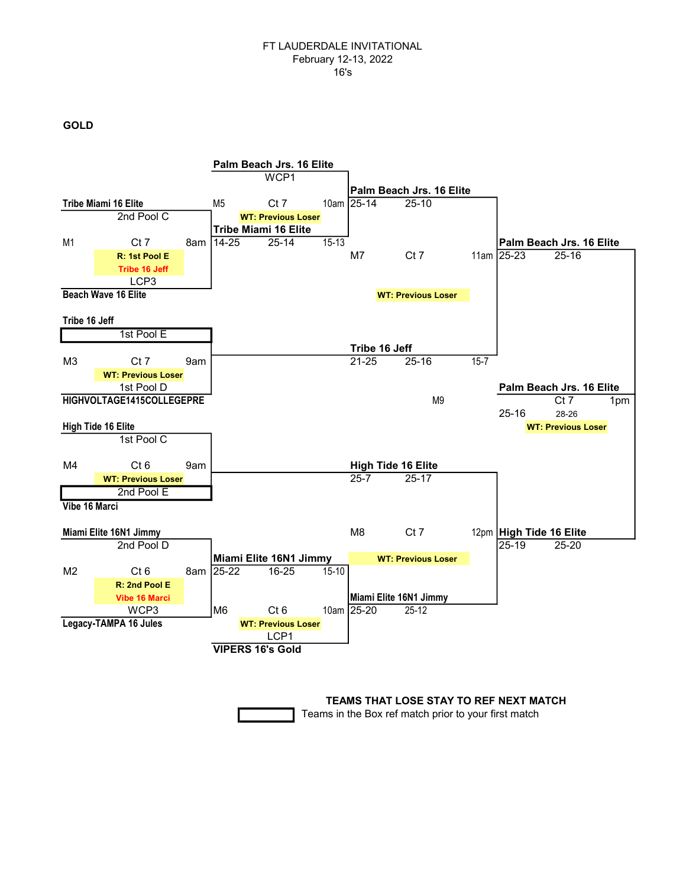FT LAUDERDALE INVITATIONAL
February 12-13, 2022
16's

**GOLD**

**M1** — Ct 7 — 8am
- Tribe Miami 16 Elite (2nd Pool C)
- Beach Wave 16 Elite (LCP3)
- R: 1st Pool E — Tribe 16 Jeff

**M2** — Ct 6 — 8am
- Miami Elite 16N1 Jimmy (2nd Pool D)
- Legacy-TAMPA 16 Jules (WCP3)
- R: 2nd Pool E — Vibe 16 Marci

**M3** — Ct 7 — 9am
- Tribe 16 Jeff (1st Pool E)
- HIGHVOLTAGE1415COLLEGEPRE (1st Pool D)
- WT: Previous Loser

**M4** — Ct 6 — 9am
- High Tide 16 Elite (1st Pool C)
- Vibe 16 Marci (2nd Pool E)
- WT: Previous Loser

**M5** — Ct 7 — 10am
- Palm Beach Jrs. 16 Elite (WCP1)
- Tribe Miami 16 Elite: 14-25, 25-14, 15-13
- WT: Previous Loser

**M6** — Ct 6 — 10am
- Miami Elite 16N1 Jimmy: 25-22, 16-25, 15-10
- VIPERS 16's Gold (LCP1)
- WT: Previous Loser

**M7** — Ct 7 — 11am
- Palm Beach Jrs. 16 Elite: 25-14, 25-10
- Tribe 16 Jeff: 21-25, 25-16, 15-7
- WT: Previous Loser

**M8** — Ct 7 — 12pm
- High Tide 16 Elite: 25-7, 25-17
- Miami Elite 16N1 Jimmy: 25-20, 25-12
- WT: Previous Loser

**M9** — Ct 7 — 1pm
- Palm Beach Jrs. 16 Elite: 25-23, 25-16
- High Tide 16 Elite: 25-19, 25-20
- Result: Palm Beach Jrs. 16 Elite — 25-16, 28-26
- WT: Previous Loser

**TEAMS THAT LOSE STAY TO REF NEXT MATCH**

Teams in the Box ref match prior to your first match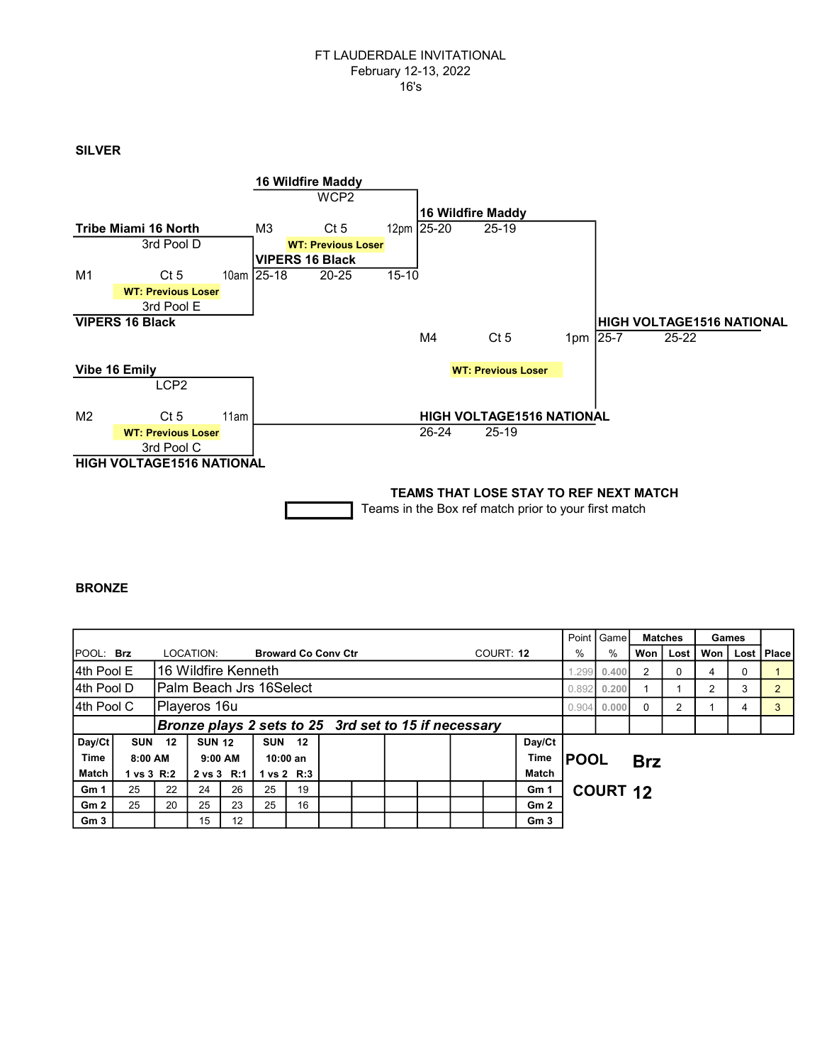FT LAUDERDALE INVITATIONAL
February 12-13, 2022
16's

## SILVER

Tribe Miami 16 North
3rd Pool D

M1 Ct 5 10am
WT: Previous Loser
3rd Pool E
VIPERS 16 Black

16 Wildfire Maddy
WCP2

M3 Ct 5 12pm
WT: Previous Loser
VIPERS 16 Black
25-18 20-25 15-10

16 Wildfire Maddy
25-20 25-19

Vibe 16 Emily
LCP2

M2 Ct 5 11am
WT: Previous Loser
3rd Pool C
HIGH VOLTAGE1516 NATIONAL

HIGH VOLTAGE1516 NATIONAL
26-24 25-19

M4 Ct 5 1pm
WT: Previous Loser

HIGH VOLTAGE1516 NATIONAL
25-7 25-22

**TEAMS THAT LOSE STAY TO REF NEXT MATCH**

Teams in the Box ref match prior to your first match

## BRONZE

| POOL: Brz | LOCATION: Broward Co Conv Ctr COURT: 12 | Point % | Game % | Matches Won | Matches Lost | Games Won | Games Lost | Place |
|---|---|---|---|---|---|---|---|---|
| 4th Pool E | 16 Wildfire Kenneth | 1.299 | 0.400 | 2 | 0 | 4 | 0 | 1 |
| 4th Pool D | Palm Beach Jrs 16Select | 0.892 | 0.200 | 1 | 1 | 2 | 3 | 2 |
| 4th Pool C | Playeros 16u | 0.904 | 0.000 | 0 | 2 | 1 | 4 | 3 |
| | ***Bronze plays 2 sets to 25 3rd set to 15 if necessary*** | | | | | | | |

| Day/Ct | SUN 12 | | SUN 12 | | SUN 12 | | | | | | | | Day/Ct |
|---|---|---|---|---|---|---|---|---|---|---|---|---|---|
| Time | 8:00 AM | | 9:00 AM | | 10:00 an | | | | | | | | Time |
| Match | 1 vs 3 R:2 | | 2 vs 3 R:1 | | 1 vs 2 R:3 | | | | | | | | Match |
| Gm 1 | 25 | 22 | 24 | 26 | 25 | 19 | | | | | | | Gm 1 |
| Gm 2 | 25 | 20 | 25 | 23 | 25 | 16 | | | | | | | Gm 2 |
| Gm 3 | | | 15 | 12 | | | | | | | | | Gm 3 |

**POOL Brz**

**COURT 12**